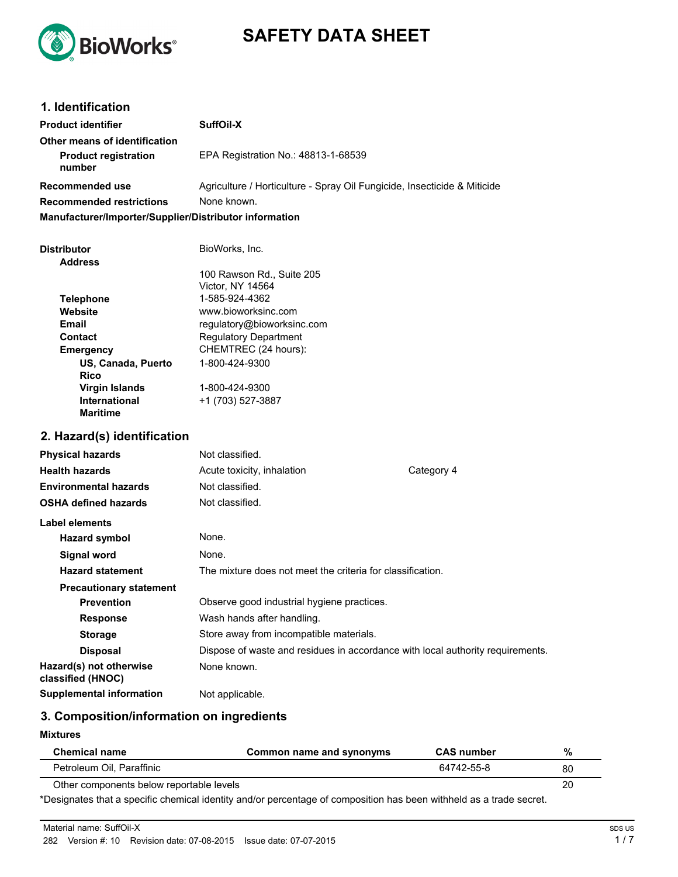# SAFETY DATA SHEET

## 1. Identification

**Product identifier** SuffOil-X

**Other means of identification**

**Product registration number** EPA Registration No.: 48813-1-68539

**Recommended use** Agriculture / Horticulture - Spray Oil Fungicide, Insecticide & Miticide

**Recommended restrictions** None known.

**Manufacturer/Importer/Supplier/Distributor information**

**Distributor** BioWorks, Inc.

**Address** 100 Rawson Rd., Suite 205
Victor, NY 14564

**Telephone** 1-585-924-4362

**Website** www.bioworksinc.com

**Email** regulatory@bioworksinc.com

**Contact** Regulatory Department

**Emergency** CHEMTREC (24 hours):

**US, Canada, Puerto Rico** 1-800-424-9300

**Virgin Islands** 1-800-424-9300

**International Maritime** +1 (703) 527-3887

## 2. Hazard(s) identification

**Physical hazards** Not classified.

**Health hazards** Acute toxicity, inhalation Category 4

**Environmental hazards** Not classified.

**OSHA defined hazards** Not classified.

**Label elements**

**Hazard symbol** None.

**Signal word** None.

**Hazard statement** The mixture does not meet the criteria for classification.

**Precautionary statement**

**Prevention** Observe good industrial hygiene practices.

**Response** Wash hands after handling.

**Storage** Store away from incompatible materials.

**Disposal** Dispose of waste and residues in accordance with local authority requirements.

**Hazard(s) not otherwise classified (HNOC)** None known.

**Supplemental information** Not applicable.

## 3. Composition/information on ingredients

**Mixtures**

| Chemical name | Common name and synonyms | CAS number | % |
|---|---|---|---|
| Petroleum Oil, Paraffinic | | 64742-55-8 | 80 |
| Other components below reportable levels | | | 20 |

*Designates that a specific chemical identity and/or percentage of composition has been withheld as a trade secret.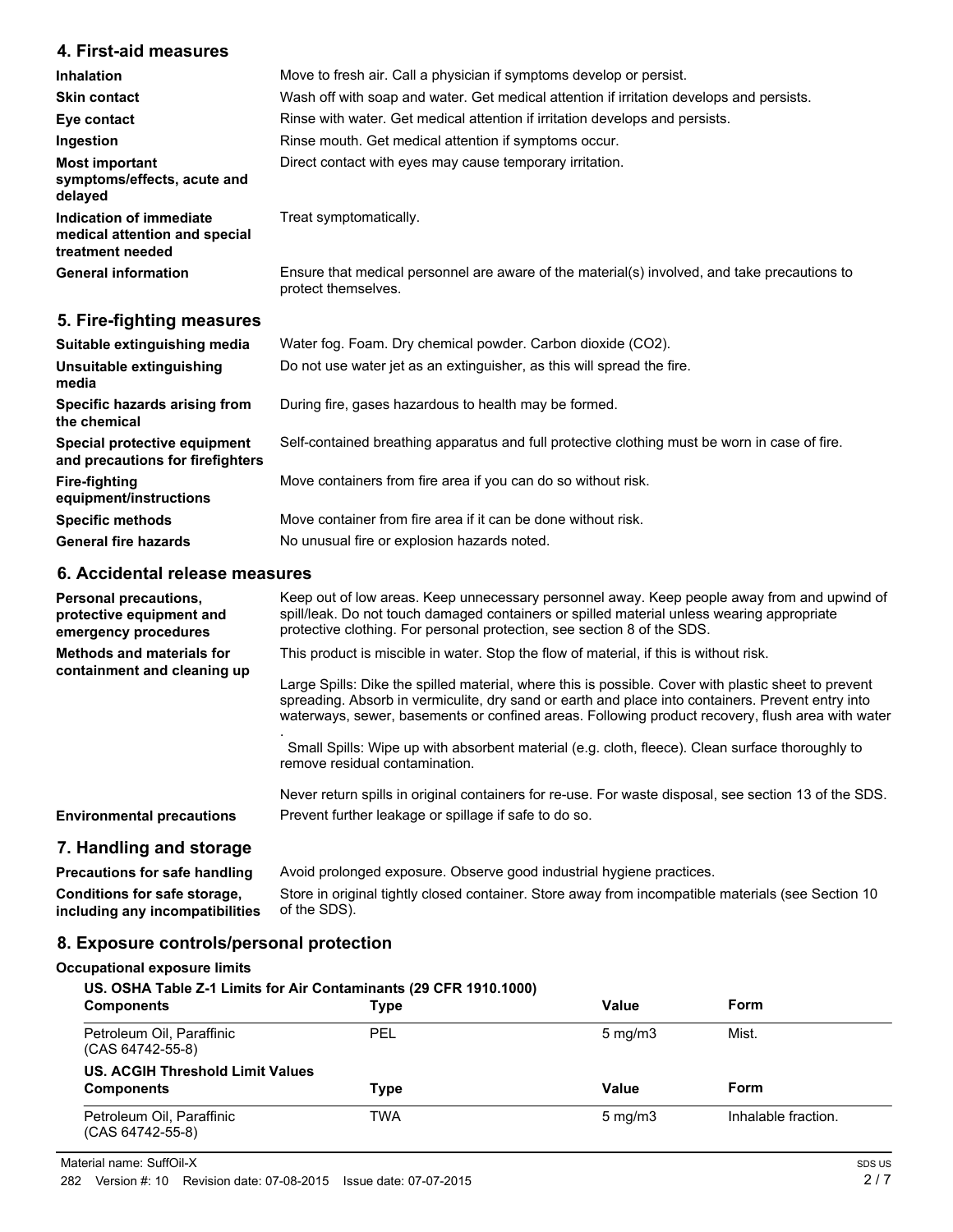## 4. First-aid measures

| | |
|---|---|
| **Inhalation** | Move to fresh air. Call a physician if symptoms develop or persist. |
| **Skin contact** | Wash off with soap and water. Get medical attention if irritation develops and persists. |
| **Eye contact** | Rinse with water. Get medical attention if irritation develops and persists. |
| **Ingestion** | Rinse mouth. Get medical attention if symptoms occur. |
| **Most important symptoms/effects, acute and delayed** | Direct contact with eyes may cause temporary irritation. |
| **Indication of immediate medical attention and special treatment needed** | Treat symptomatically. |
| **General information** | Ensure that medical personnel are aware of the material(s) involved, and take precautions to protect themselves. |

## 5. Fire-fighting measures

| | |
|---|---|
| **Suitable extinguishing media** | Water fog. Foam. Dry chemical powder. Carbon dioxide ($CO_2$). |
| **Unsuitable extinguishing media** | Do not use water jet as an extinguisher, as this will spread the fire. |
| **Specific hazards arising from the chemical** | During fire, gases hazardous to health may be formed. |
| **Special protective equipment and precautions for firefighters** | Self-contained breathing apparatus and full protective clothing must be worn in case of fire. |
| **Fire-fighting equipment/instructions** | Move containers from fire area if you can do so without risk. |
| **Specific methods** | Move container from fire area if it can be done without risk. |
| **General fire hazards** | No unusual fire or explosion hazards noted. |

## 6. Accidental release measures

**Personal precautions, protective equipment and emergency procedures**

Keep out of low areas. Keep unnecessary personnel away. Keep people away from and upwind of spill/leak. Do not touch damaged containers or spilled material unless wearing appropriate protective clothing. For personal protection, see section 8 of the SDS.

**Methods and materials for containment and cleaning up**

This product is miscible in water. Stop the flow of material, if this is without risk.

Large Spills: Dike the spilled material, where this is possible. Cover with plastic sheet to prevent spreading. Absorb in vermiculite, dry sand or earth and place into containers. Prevent entry into waterways, sewer, basements or confined areas. Following product recovery, flush area with water .

Small Spills: Wipe up with absorbent material (e.g. cloth, fleece). Clean surface thoroughly to remove residual contamination.

Never return spills in original containers for re-use. For waste disposal, see section 13 of the SDS.

**Environmental precautions**

Prevent further leakage or spillage if safe to do so.

## 7. Handling and storage

| | |
|---|---|
| **Precautions for safe handling** | Avoid prolonged exposure. Observe good industrial hygiene practices. |
| **Conditions for safe storage, including any incompatibilities** | Store in original tightly closed container. Store away from incompatible materials (see Section 10 of the SDS). |

## 8. Exposure controls/personal protection

### Occupational exposure limits

**US. OSHA Table Z-1 Limits for Air Contaminants (29 CFR 1910.1000)**

| Components | Type | Value | Form |
|---|---|---|---|
| Petroleum Oil, Paraffinic (CAS 64742-55-8) | PEL | 5 mg/m3 | Mist. |

**US. ACGIH Threshold Limit Values**

| Components | Type | Value | Form |
|---|---|---|---|
| Petroleum Oil, Paraffinic (CAS 64742-55-8) | TWA | 5 mg/m3 | Inhalable fraction. |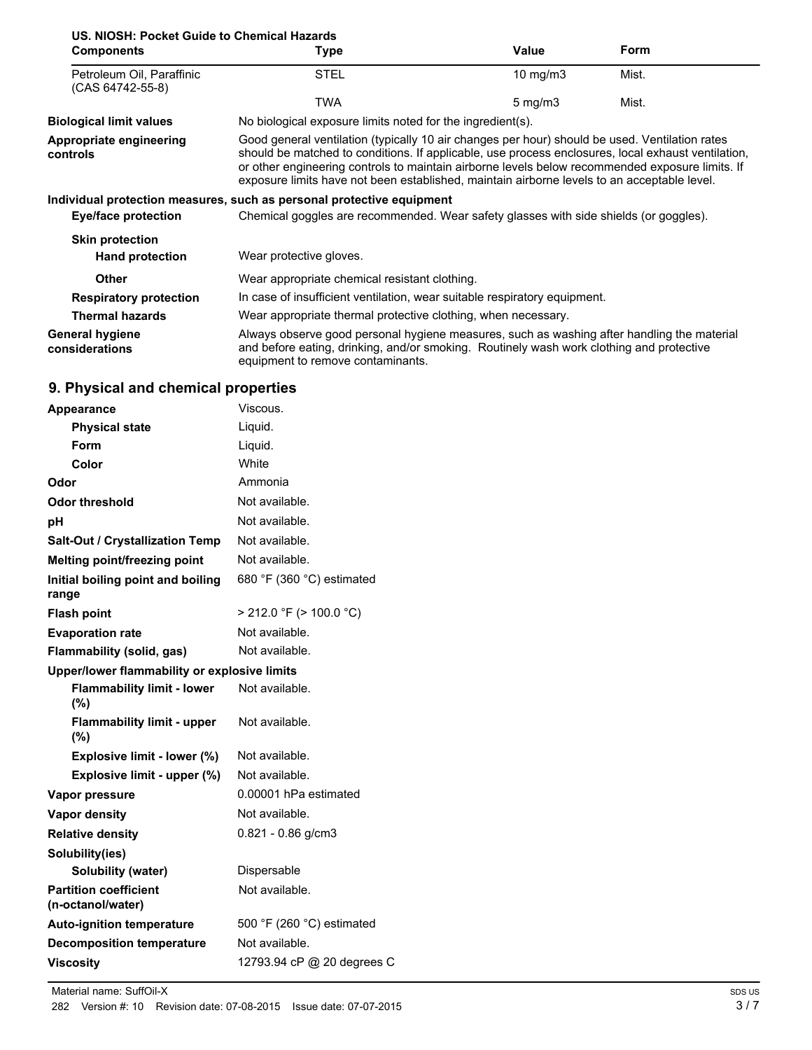**US. NIOSH: Pocket Guide to Chemical Hazards**

| Components | Type | Value | Form |
|---|---|---|---|
| Petroleum Oil, Paraffinic (CAS 64742-55-8) | STEL | 10 mg/m3 | Mist. |
| | TWA | 5 mg/m3 | Mist. |

**Biological limit values** No biological exposure limits noted for the ingredient(s).

**Appropriate engineering controls** Good general ventilation (typically 10 air changes per hour) should be used. Ventilation rates should be matched to conditions. If applicable, use process enclosures, local exhaust ventilation, or other engineering controls to maintain airborne levels below recommended exposure limits. If exposure limits have not been established, maintain airborne levels to an acceptable level.

**Individual protection measures, such as personal protective equipment**

**Eye/face protection** Chemical goggles are recommended. Wear safety glasses with side shields (or goggles).

**Skin protection**

**Hand protection** Wear protective gloves.

**Other** Wear appropriate chemical resistant clothing.

**Respiratory protection** In case of insufficient ventilation, wear suitable respiratory equipment.

**Thermal hazards** Wear appropriate thermal protective clothing, when necessary.

**General hygiene considerations** Always observe good personal hygiene measures, such as washing after handling the material and before eating, drinking, and/or smoking. Routinely wash work clothing and protective equipment to remove contaminants.

## 9. Physical and chemical properties

| | |
|---|---|
| **Appearance** | Viscous. |
| **Physical state** | Liquid. |
| **Form** | Liquid. |
| **Color** | White |
| **Odor** | Ammonia |
| **Odor threshold** | Not available. |
| **pH** | Not available. |
| **Salt-Out / Crystallization Temp** | Not available. |
| **Melting point/freezing point** | Not available. |
| **Initial boiling point and boiling range** | 680 °F (360 °C) estimated |
| **Flash point** | > 212.0 °F (> 100.0 °C) |
| **Evaporation rate** | Not available. |
| **Flammability (solid, gas)** | Not available. |
| **Upper/lower flammability or explosive limits** | |
| **Flammability limit - lower (%)** | Not available. |
| **Flammability limit - upper (%)** | Not available. |
| **Explosive limit - lower (%)** | Not available. |
| **Explosive limit - upper (%)** | Not available. |
| **Vapor pressure** | 0.00001 hPa estimated |
| **Vapor density** | Not available. |
| **Relative density** | 0.821 - 0.86 g/cm3 |
| **Solubility(ies)** | |
| **Solubility (water)** | Dispersable |
| **Partition coefficient (n-octanol/water)** | Not available. |
| **Auto-ignition temperature** | 500 °F (260 °C) estimated |
| **Decomposition temperature** | Not available. |
| **Viscosity** | 12793.94 cP @ 20 degrees C |

Material name: SuffOil-X

282 Version #: 10 Revision date: 07-08-2015 Issue date: 07-07-2015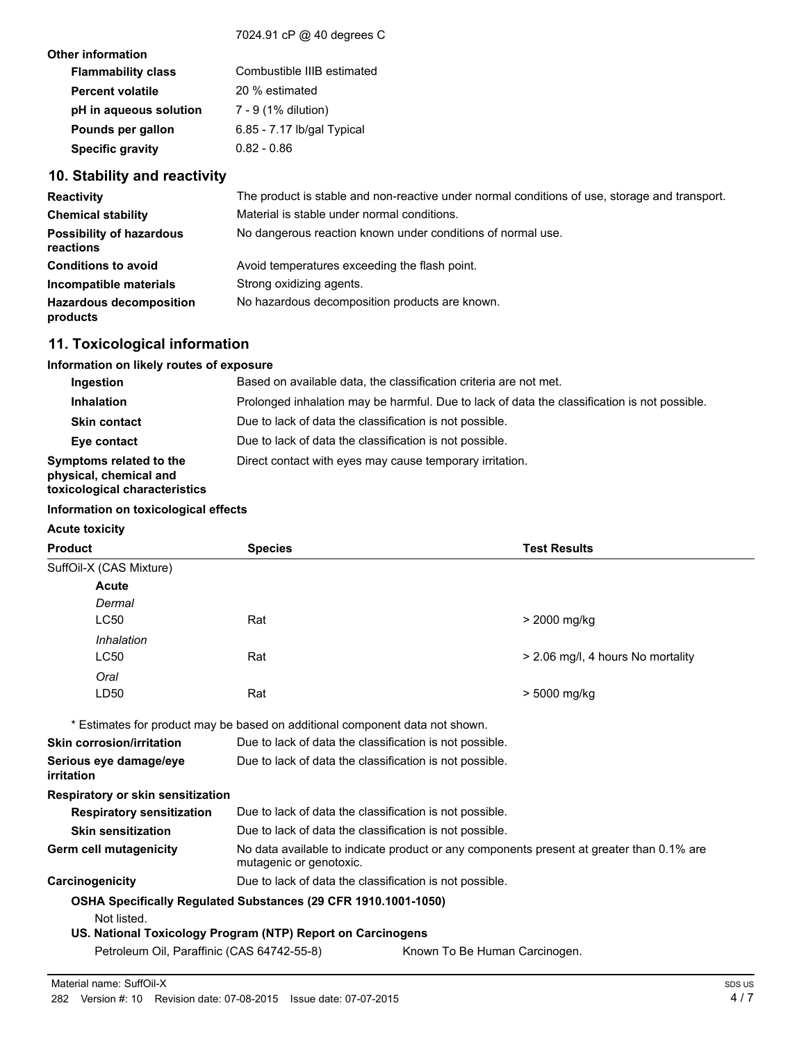7024.91 cP @ 40 degrees C

**Other information**

| | |
|---|---|
| **Flammability class** | Combustible IIIB estimated |
| **Percent volatile** | 20 % estimated |
| **pH in aqueous solution** | 7 - 9 (1% dilution) |
| **Pounds per gallon** | 6.85 - 7.17 lb/gal Typical |
| **Specific gravity** | 0.82 - 0.86 |

## 10. Stability and reactivity

| | |
|---|---|
| **Reactivity** | The product is stable and non-reactive under normal conditions of use, storage and transport. |
| **Chemical stability** | Material is stable under normal conditions. |
| **Possibility of hazardous reactions** | No dangerous reaction known under conditions of normal use. |
| **Conditions to avoid** | Avoid temperatures exceeding the flash point. |
| **Incompatible materials** | Strong oxidizing agents. |
| **Hazardous decomposition products** | No hazardous decomposition products are known. |

## 11. Toxicological information

**Information on likely routes of exposure**

| | |
|---|---|
| **Ingestion** | Based on available data, the classification criteria are not met. |
| **Inhalation** | Prolonged inhalation may be harmful. Due to lack of data the classification is not possible. |
| **Skin contact** | Due to lack of data the classification is not possible. |
| **Eye contact** | Due to lack of data the classification is not possible. |
| **Symptoms related to the physical, chemical and toxicological characteristics** | Direct contact with eyes may cause temporary irritation. |

**Information on toxicological effects**

**Acute toxicity**

| Product | Species | Test Results |
|---|---|---|
| SuffOil-X (CAS Mixture) | | |
| **Acute** | | |
| *Dermal* | | |
| LC50 | Rat | > 2000 mg/kg |
| *Inhalation* | | |
| LC50 | Rat | > 2.06 mg/l, 4 hours No mortality |
| *Oral* | | |
| LD50 | Rat | > 5000 mg/kg |

\* Estimates for product may be based on additional component data not shown.

| | |
|---|---|
| **Skin corrosion/irritation** | Due to lack of data the classification is not possible. |
| **Serious eye damage/eye irritation** | Due to lack of data the classification is not possible. |

**Respiratory or skin sensitization**

| | |
|---|---|
| **Respiratory sensitization** | Due to lack of data the classification is not possible. |
| **Skin sensitization** | Due to lack of data the classification is not possible. |
| **Germ cell mutagenicity** | No data available to indicate product or any components present at greater than 0.1% are mutagenic or genotoxic. |
| **Carcinogenicity** | Due to lack of data the classification is not possible. |

**OSHA Specifically Regulated Substances (29 CFR 1910.1001-1050)**

Not listed.

**US. National Toxicology Program (NTP) Report on Carcinogens**

Petroleum Oil, Paraffinic (CAS 64742-55-8) Known To Be Human Carcinogen.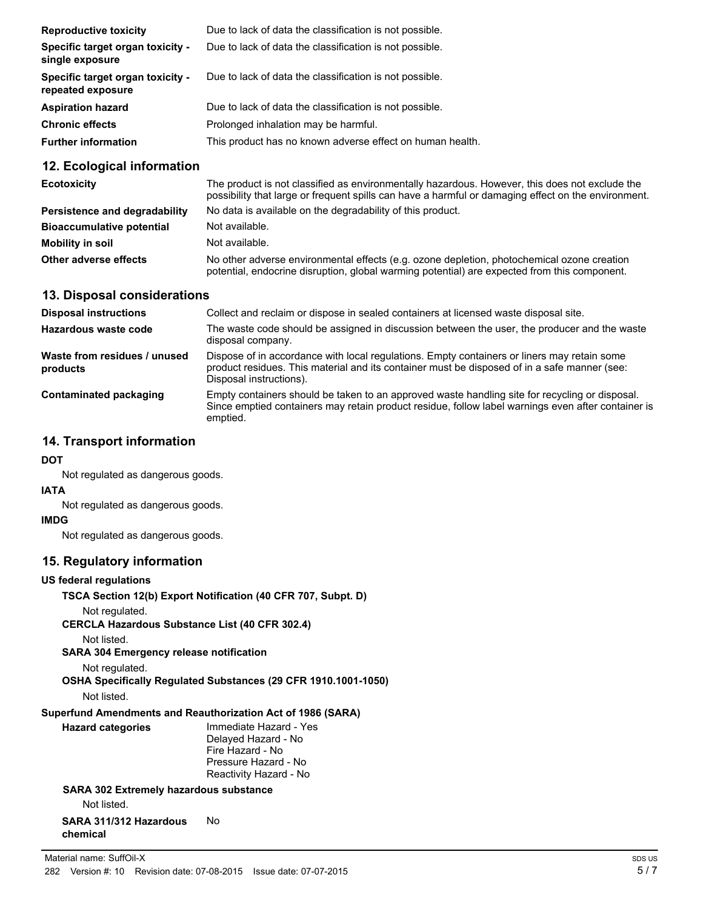| | |
|---|---|
| **Reproductive toxicity** | Due to lack of data the classification is not possible. |
| **Specific target organ toxicity - single exposure** | Due to lack of data the classification is not possible. |
| **Specific target organ toxicity - repeated exposure** | Due to lack of data the classification is not possible. |
| **Aspiration hazard** | Due to lack of data the classification is not possible. |
| **Chronic effects** | Prolonged inhalation may be harmful. |
| **Further information** | This product has no known adverse effect on human health. |

## 12. Ecological information

| | |
|---|---|
| **Ecotoxicity** | The product is not classified as environmentally hazardous. However, this does not exclude the possibility that large or frequent spills can have a harmful or damaging effect on the environment. |
| **Persistence and degradability** | No data is available on the degradability of this product. |
| **Bioaccumulative potential** | Not available. |
| **Mobility in soil** | Not available. |
| **Other adverse effects** | No other adverse environmental effects (e.g. ozone depletion, photochemical ozone creation potential, endocrine disruption, global warming potential) are expected from this component. |

## 13. Disposal considerations

| | |
|---|---|
| **Disposal instructions** | Collect and reclaim or dispose in sealed containers at licensed waste disposal site. |
| **Hazardous waste code** | The waste code should be assigned in discussion between the user, the producer and the waste disposal company. |
| **Waste from residues / unused products** | Dispose of in accordance with local regulations. Empty containers or liners may retain some product residues. This material and its container must be disposed of in a safe manner (see: Disposal instructions). |
| **Contaminated packaging** | Empty containers should be taken to an approved waste handling site for recycling or disposal. Since emptied containers may retain product residue, follow label warnings even after container is emptied. |

## 14. Transport information

**DOT**

Not regulated as dangerous goods.

**IATA**

Not regulated as dangerous goods.

**IMDG**

Not regulated as dangerous goods.

## 15. Regulatory information

**US federal regulations**

**TSCA Section 12(b) Export Notification (40 CFR 707, Subpt. D)**

Not regulated.

**CERCLA Hazardous Substance List (40 CFR 302.4)**

Not listed.

**SARA 304 Emergency release notification**

Not regulated.

**OSHA Specifically Regulated Substances (29 CFR 1910.1001-1050)**

Not listed.

**Superfund Amendments and Reauthorization Act of 1986 (SARA)**

**Hazard categories**

Immediate Hazard - Yes
Delayed Hazard - No
Fire Hazard - No
Pressure Hazard - No
Reactivity Hazard - No

**SARA 302 Extremely hazardous substance**

Not listed.

**SARA 311/312 Hazardous chemical** No

Material name: SuffOil-X

282 Version #: 10 Revision date: 07-08-2015 Issue date: 07-07-2015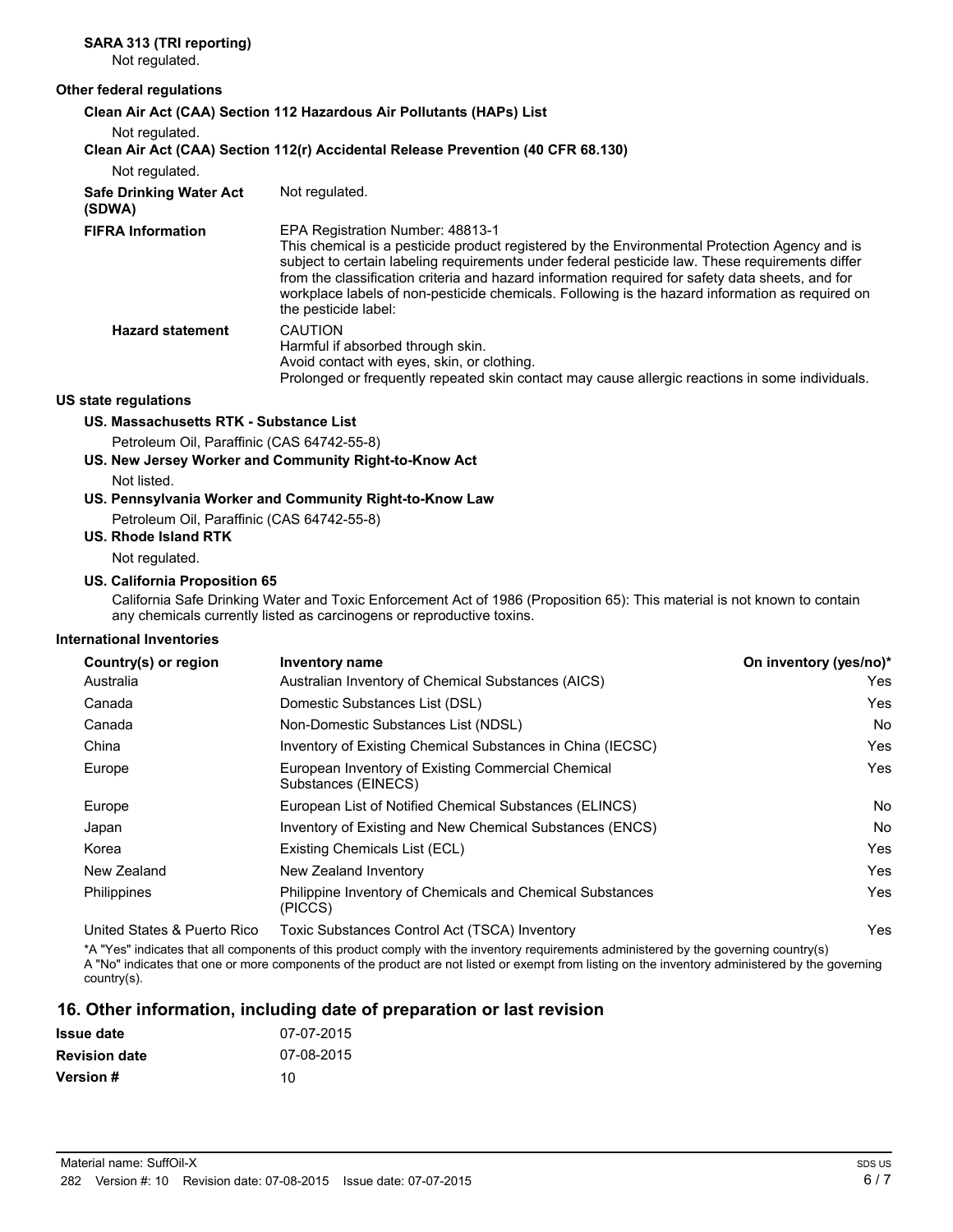**SARA 313 (TRI reporting)**

Not regulated.

**Other federal regulations**

**Clean Air Act (CAA) Section 112 Hazardous Air Pollutants (HAPs) List**

Not regulated.

**Clean Air Act (CAA) Section 112(r) Accidental Release Prevention (40 CFR 68.130)**

Not regulated.

**Safe Drinking Water Act (SDWA)** Not regulated.

**FIFRA Information** EPA Registration Number: 48813-1

This chemical is a pesticide product registered by the Environmental Protection Agency and is subject to certain labeling requirements under federal pesticide law. These requirements differ from the classification criteria and hazard information required for safety data sheets, and for workplace labels of non-pesticide chemicals. Following is the hazard information as required on the pesticide label:

**Hazard statement** CAUTION

Harmful if absorbed through skin.

Avoid contact with eyes, skin, or clothing.

Prolonged or frequently repeated skin contact may cause allergic reactions in some individuals.

**US state regulations**

**US. Massachusetts RTK - Substance List**

Petroleum Oil, Paraffinic (CAS 64742-55-8)

**US. New Jersey Worker and Community Right-to-Know Act**

Not listed.

**US. Pennsylvania Worker and Community Right-to-Know Law**

Petroleum Oil, Paraffinic (CAS 64742-55-8)

**US. Rhode Island RTK**

Not regulated.

**US. California Proposition 65**

California Safe Drinking Water and Toxic Enforcement Act of 1986 (Proposition 65): This material is not known to contain any chemicals currently listed as carcinogens or reproductive toxins.

**International Inventories**

| Country(s) or region | Inventory name | On inventory (yes/no)* |
|---|---|---|
| Australia | Australian Inventory of Chemical Substances (AICS) | Yes |
| Canada | Domestic Substances List (DSL) | Yes |
| Canada | Non-Domestic Substances List (NDSL) | No |
| China | Inventory of Existing Chemical Substances in China (IECSC) | Yes |
| Europe | European Inventory of Existing Commercial Chemical Substances (EINECS) | Yes |
| Europe | European List of Notified Chemical Substances (ELINCS) | No |
| Japan | Inventory of Existing and New Chemical Substances (ENCS) | No |
| Korea | Existing Chemicals List (ECL) | Yes |
| New Zealand | New Zealand Inventory | Yes |
| Philippines | Philippine Inventory of Chemicals and Chemical Substances (PICCS) | Yes |
| United States & Puerto Rico | Toxic Substances Control Act (TSCA) Inventory | Yes |

*A "Yes" indicates that all components of this product comply with the inventory requirements administered by the governing country(s)

A "No" indicates that one or more components of the product are not listed or exempt from listing on the inventory administered by the governing country(s).

## 16. Other information, including date of preparation or last revision

**Issue date** 07-07-2015

**Revision date** 07-08-2015

**Version #** 10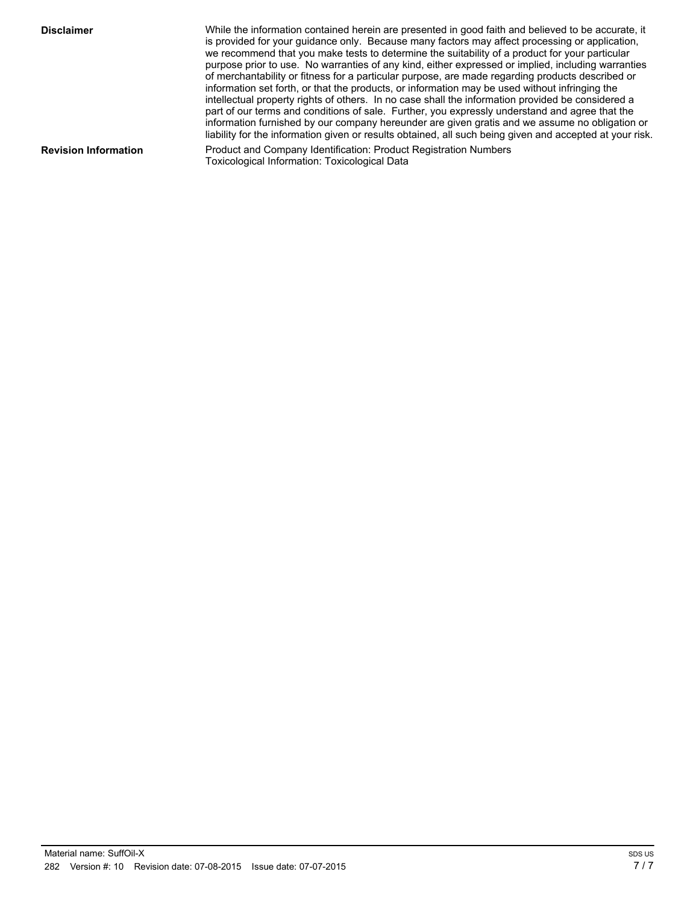**Disclaimer**

While the information contained herein are presented in good faith and believed to be accurate, it is provided for your guidance only. Because many factors may affect processing or application, we recommend that you make tests to determine the suitability of a product for your particular purpose prior to use. No warranties of any kind, either expressed or implied, including warranties of merchantability or fitness for a particular purpose, are made regarding products described or information set forth, or that the products, or information may be used without infringing the intellectual property rights of others. In no case shall the information provided be considered a part of our terms and conditions of sale. Further, you expressly understand and agree that the information furnished by our company hereunder are given gratis and we assume no obligation or liability for the information given or results obtained, all such being given and accepted at your risk.

**Revision Information**

Product and Company Identification: Product Registration Numbers
Toxicological Information: Toxicological Data